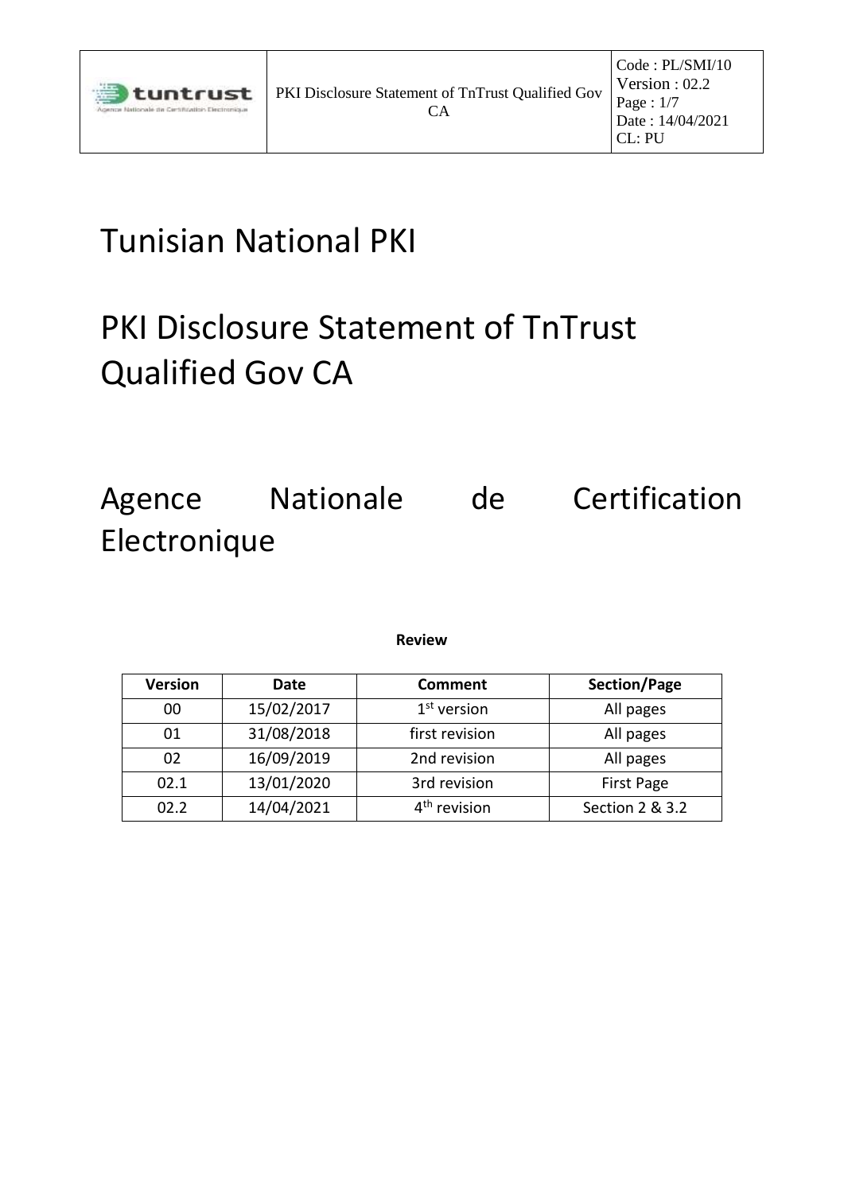# Tunisian National PKI

# PKI Disclosure Statement of TnTrust Qualified Gov CA

# Agence Nationale de Certification Electronique

**Review**

| Version | Date | Comment | Section/Page |
|---|---|---|---|
| 00 | 15/02/2017 | 1st version | All pages |
| 01 | 31/08/2018 | first revision | All pages |
| 02 | 16/09/2019 | 2nd revision | All pages |
| 02.1 | 13/01/2020 | 3rd revision | First Page |
| 02.2 | 14/04/2021 | 4th revision | Section 2 & 3.2 |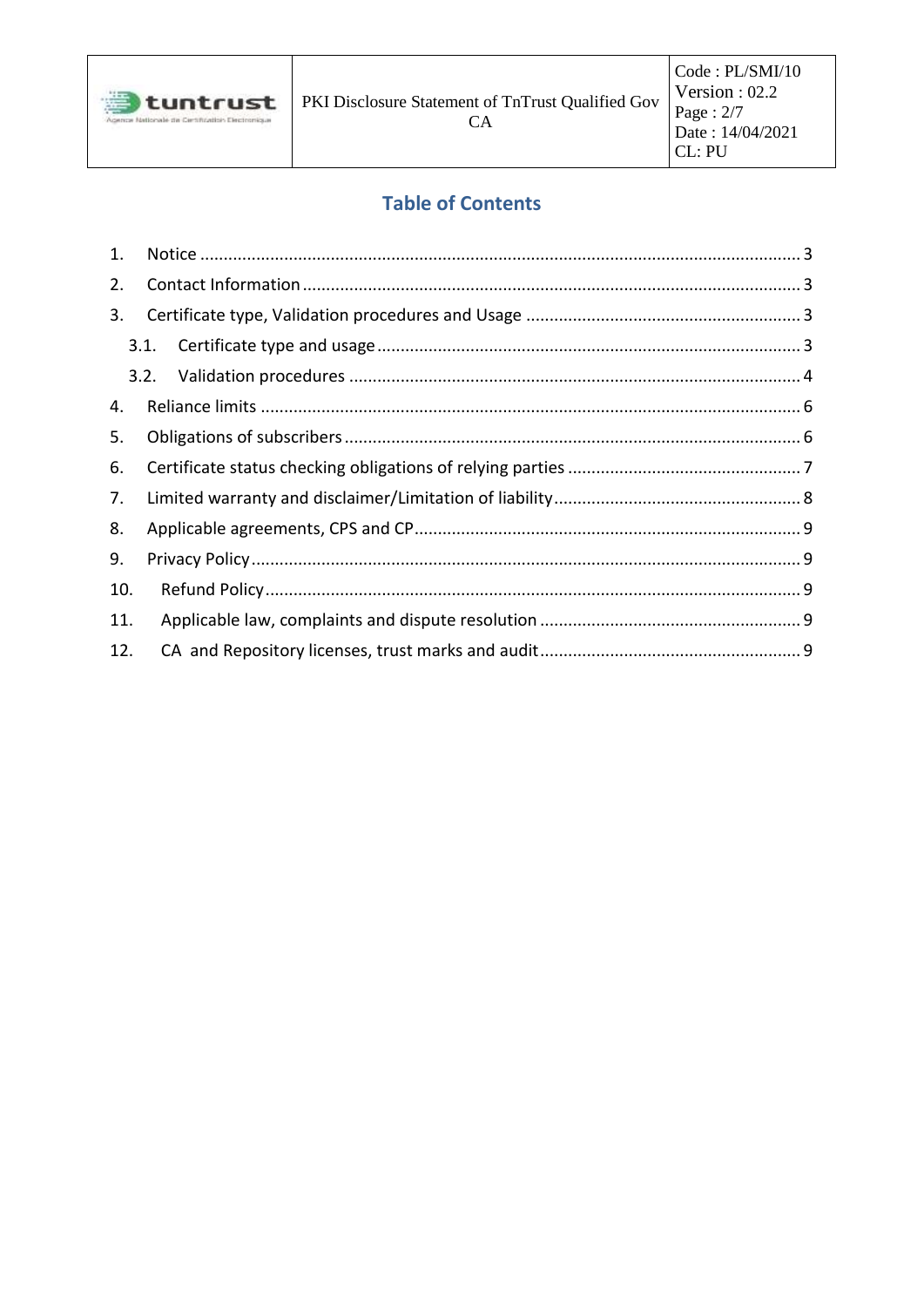## Table of Contents

1. Notice ........................................................................................................................ 3
2. Contact Information .................................................................................................. 3
3. Certificate type, Validation procedures and Usage ................................................... 3
   - 3.1. Certificate type and usage ................................................................................ 3
   - 3.2. Validation procedures ...................................................................................... 4
4. Reliance limits ........................................................................................................... 6
5. Obligations of subscribers ......................................................................................... 6
6. Certificate status checking obligations of relying parties .......................................... 7
7. Limited warranty and disclaimer/Limitation of liability ............................................. 8
8. Applicable agreements, CPS and CP .......................................................................... 9
9. Privacy Policy ............................................................................................................. 9
10. Refund Policy ............................................................................................................. 9
11. Applicable law, complaints and dispute resolution .................................................... 9
12. CA and Repository licenses, trust marks and audit ................................................... 9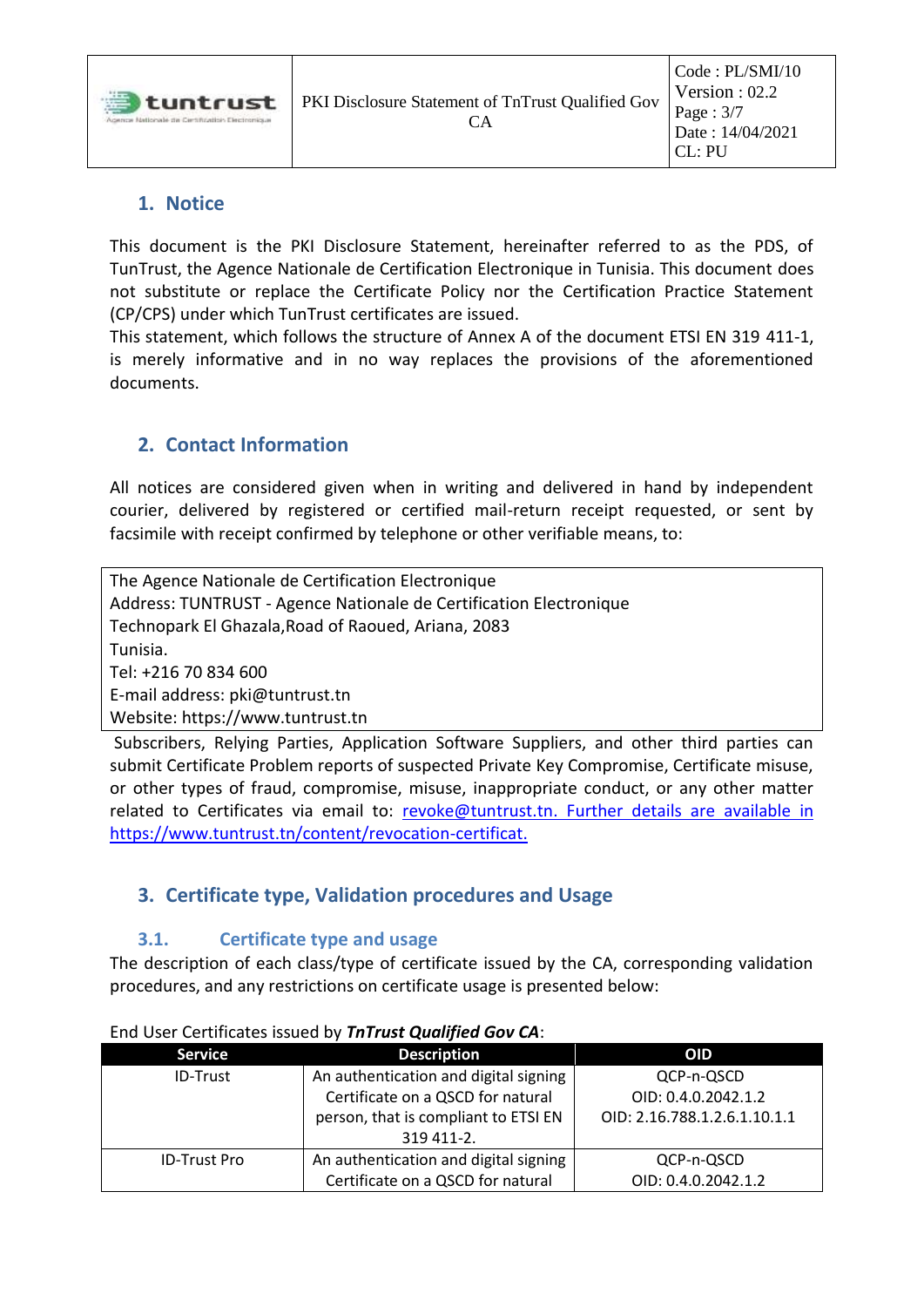## 1. Notice

This document is the PKI Disclosure Statement, hereinafter referred to as the PDS, of TunTrust, the Agence Nationale de Certification Electronique in Tunisia. This document does not substitute or replace the Certificate Policy nor the Certification Practice Statement (CP/CPS) under which TunTrust certificates are issued.
This statement, which follows the structure of Annex A of the document ETSI EN 319 411-1, is merely informative and in no way replaces the provisions of the aforementioned documents.

## 2. Contact Information

All notices are considered given when in writing and delivered in hand by independent courier, delivered by registered or certified mail-return receipt requested, or sent by facsimile with receipt confirmed by telephone or other verifiable means, to:

| The Agence Nationale de Certification Electronique<br>Address: TUNTRUST - Agence Nationale de Certification Electronique<br>Technopark El Ghazala,Road of Raoued, Ariana, 2083<br>Tunisia.<br>Tel: +216 70 834 600<br>E-mail address: pki@tuntrust.tn<br>Website: https://www.tuntrust.tn |
|---|

Subscribers, Relying Parties, Application Software Suppliers, and other third parties can submit Certificate Problem reports of suspected Private Key Compromise, Certificate misuse, or other types of fraud, compromise, misuse, inappropriate conduct, or any other matter related to Certificates via email to: revoke@tuntrust.tn. Further details are available in https://www.tuntrust.tn/content/revocation-certificat.

## 3. Certificate type, Validation procedures and Usage

### 3.1. Certificate type and usage

The description of each class/type of certificate issued by the CA, corresponding validation procedures, and any restrictions on certificate usage is presented below:

End User Certificates issued by ***TnTrust Qualified Gov CA***:

| Service | Description | OID |
|---|---|---|
| ID-Trust | An authentication and digital signing Certificate on a QSCD for natural person, that is compliant to ETSI EN 319 411-2. | QCP-n-QSCD<br>OID: 0.4.0.2042.1.2<br>OID: 2.16.788.1.2.6.1.10.1.1 |
| ID-Trust Pro | An authentication and digital signing Certificate on a QSCD for natural | QCP-n-QSCD<br>OID: 0.4.0.2042.1.2 |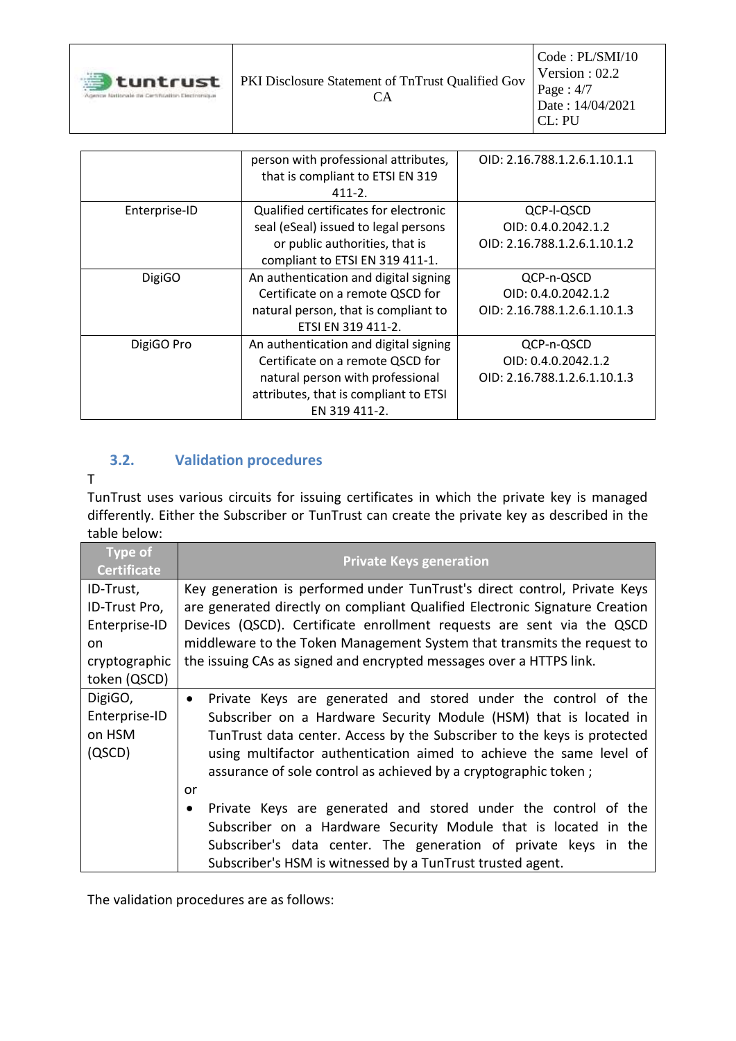|  | person with professional attributes, that is compliant to ETSI EN 319 411-2. | OID: 2.16.788.1.2.6.1.10.1.1 |
|---|---|---|
| Enterprise-ID | Qualified certificates for electronic seal (eSeal) issued to legal persons or public authorities, that is compliant to ETSI EN 319 411-1. | QCP-l-QSCD<br>OID: 0.4.0.2042.1.2<br>OID: 2.16.788.1.2.6.1.10.1.2 |
| DigiGO | An authentication and digital signing Certificate on a remote QSCD for natural person, that is compliant to ETSI EN 319 411-2. | QCP-n-QSCD<br>OID: 0.4.0.2042.1.2<br>OID: 2.16.788.1.2.6.1.10.1.3 |
| DigiGO Pro | An authentication and digital signing Certificate on a remote QSCD for natural person with professional attributes, that is compliant to ETSI EN 319 411-2. | QCP-n-QSCD<br>OID: 0.4.0.2042.1.2<br>OID: 2.16.788.1.2.6.1.10.1.3 |

### 3.2. Validation procedures

T

TunTrust uses various circuits for issuing certificates in which the private key is managed differently. Either the Subscriber or TunTrust can create the private key as described in the table below:

| Type of Certificate | Private Keys generation |
|---|---|
| ID-Trust, ID-Trust Pro, Enterprise-ID on cryptographic token (QSCD) | Key generation is performed under TunTrust's direct control, Private Keys are generated directly on compliant Qualified Electronic Signature Creation Devices (QSCD). Certificate enrollment requests are sent via the QSCD middleware to the Token Management System that transmits the request to the issuing CAs as signed and encrypted messages over a HTTPS link. |
| DigiGO, Enterprise-ID on HSM (QSCD) | • Private Keys are generated and stored under the control of the Subscriber on a Hardware Security Module (HSM) that is located in TunTrust data center. Access by the Subscriber to the keys is protected using multifactor authentication aimed to achieve the same level of assurance of sole control as achieved by a cryptographic token ;<br>or<br>• Private Keys are generated and stored under the control of the Subscriber on a Hardware Security Module that is located in the Subscriber's data center. The generation of private keys in the Subscriber's HSM is witnessed by a TunTrust trusted agent. |

The validation procedures are as follows: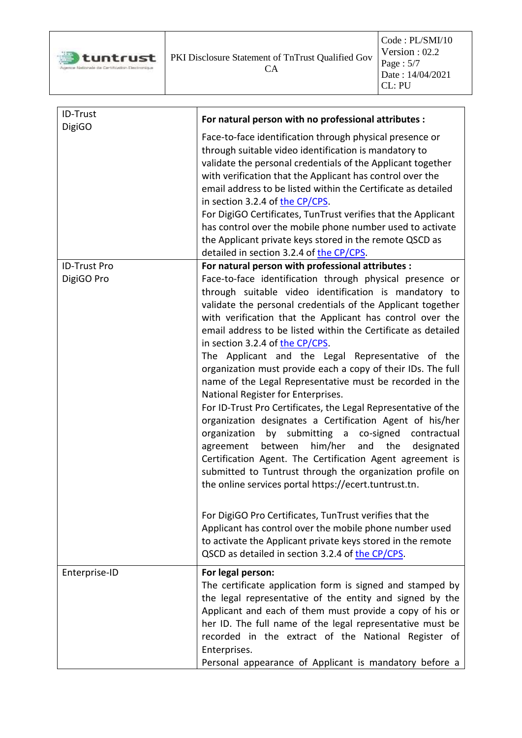| | |
|---|---|
| ID-Trust<br>DigiGO | **For natural person with no professional attributes :**<br>Face-to-face identification through physical presence or through suitable video identification is mandatory to validate the personal credentials of the Applicant together with verification that the Applicant has control over the email address to be listed within the Certificate as detailed in section 3.2.4 of the CP/CPS.<br>For DigiGO Certificates, TunTrust verifies that the Applicant has control over the mobile phone number used to activate the Applicant private keys stored in the remote QSCD as detailed in section 3.2.4 of the CP/CPS. |
| ID-Trust Pro<br>DigiGO Pro | **For natural person with professional attributes :**<br>Face-to-face identification through physical presence or through suitable video identification is mandatory to validate the personal credentials of the Applicant together with verification that the Applicant has control over the email address to be listed within the Certificate as detailed in section 3.2.4 of the CP/CPS.<br>The Applicant and the Legal Representative of the organization must provide each a copy of their IDs. The full name of the Legal Representative must be recorded in the National Register for Enterprises.<br>For ID-Trust Pro Certificates, the Legal Representative of the organization designates a Certification Agent of his/her organization by submitting a co-signed contractual agreement between him/her and the designated Certification Agent. The Certification Agent agreement is submitted to Tuntrust through the organization profile on the online services portal https://ecert.tuntrust.tn.<br><br>For DigiGO Pro Certificates, TunTrust verifies that the Applicant has control over the mobile phone number used to activate the Applicant private keys stored in the remote QSCD as detailed in section 3.2.4 of the CP/CPS. |
| Enterprise-ID | **For legal person:**<br>The certificate application form is signed and stamped by the legal representative of the entity and signed by the Applicant and each of them must provide a copy of his or her ID. The full name of the legal representative must be recorded in the extract of the National Register of Enterprises.<br>Personal appearance of Applicant is mandatory before a |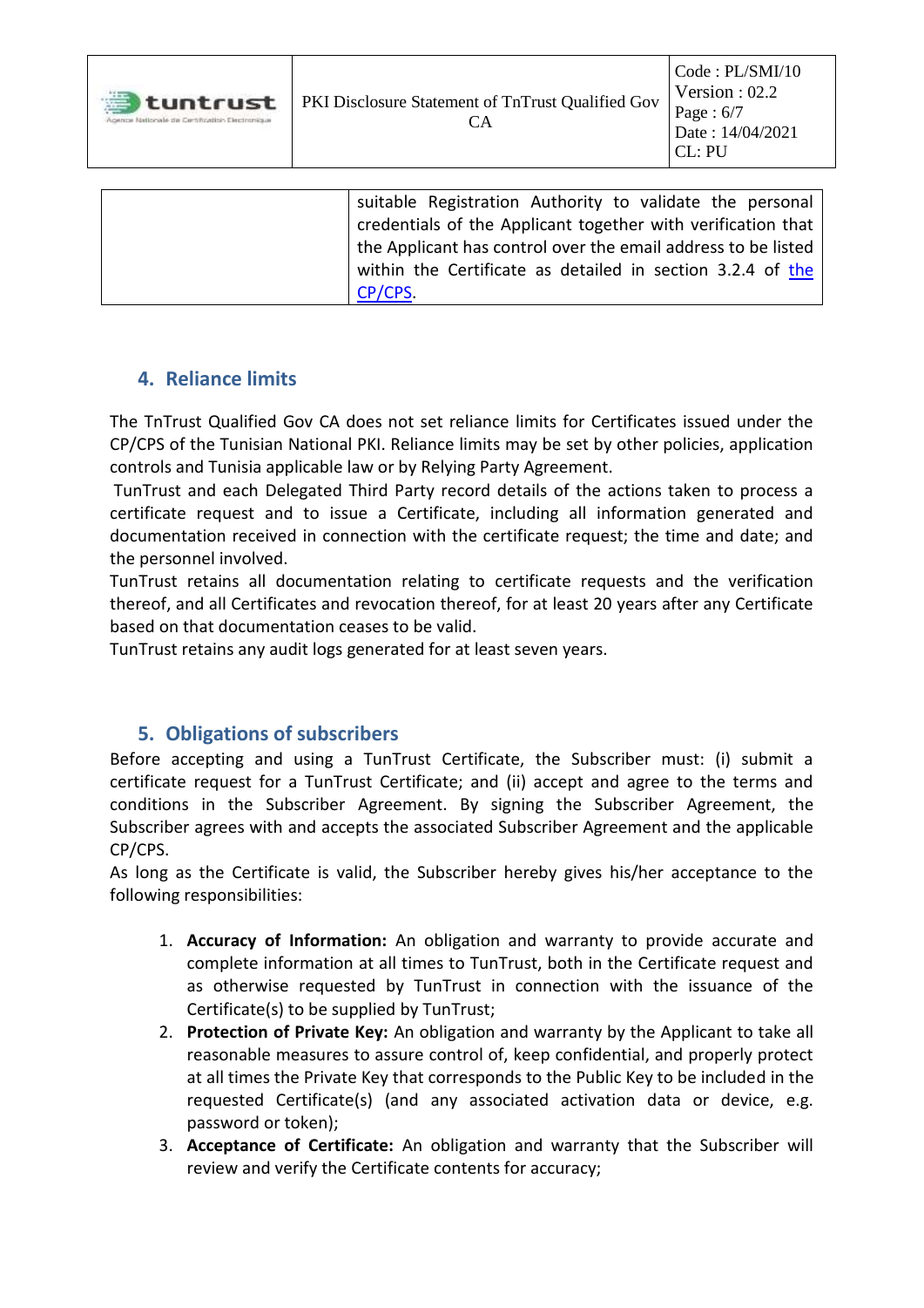| | suitable Registration Authority to validate the personal credentials of the Applicant together with verification that the Applicant has control over the email address to be listed within the Certificate as detailed in section 3.2.4 of the CP/CPS. |
|---|---|

## 4. Reliance limits

The TnTrust Qualified Gov CA does not set reliance limits for Certificates issued under the CP/CPS of the Tunisian National PKI. Reliance limits may be set by other policies, application controls and Tunisia applicable law or by Relying Party Agreement.

TunTrust and each Delegated Third Party record details of the actions taken to process a certificate request and to issue a Certificate, including all information generated and documentation received in connection with the certificate request; the time and date; and the personnel involved.

TunTrust retains all documentation relating to certificate requests and the verification thereof, and all Certificates and revocation thereof, for at least 20 years after any Certificate based on that documentation ceases to be valid.

TunTrust retains any audit logs generated for at least seven years.

## 5. Obligations of subscribers

Before accepting and using a TunTrust Certificate, the Subscriber must: (i) submit a certificate request for a TunTrust Certificate; and (ii) accept and agree to the terms and conditions in the Subscriber Agreement. By signing the Subscriber Agreement, the Subscriber agrees with and accepts the associated Subscriber Agreement and the applicable CP/CPS.

As long as the Certificate is valid, the Subscriber hereby gives his/her acceptance to the following responsibilities:

1. **Accuracy of Information:** An obligation and warranty to provide accurate and complete information at all times to TunTrust, both in the Certificate request and as otherwise requested by TunTrust in connection with the issuance of the Certificate(s) to be supplied by TunTrust;
2. **Protection of Private Key:** An obligation and warranty by the Applicant to take all reasonable measures to assure control of, keep confidential, and properly protect at all times the Private Key that corresponds to the Public Key to be included in the requested Certificate(s) (and any associated activation data or device, e.g. password or token);
3. **Acceptance of Certificate:** An obligation and warranty that the Subscriber will review and verify the Certificate contents for accuracy;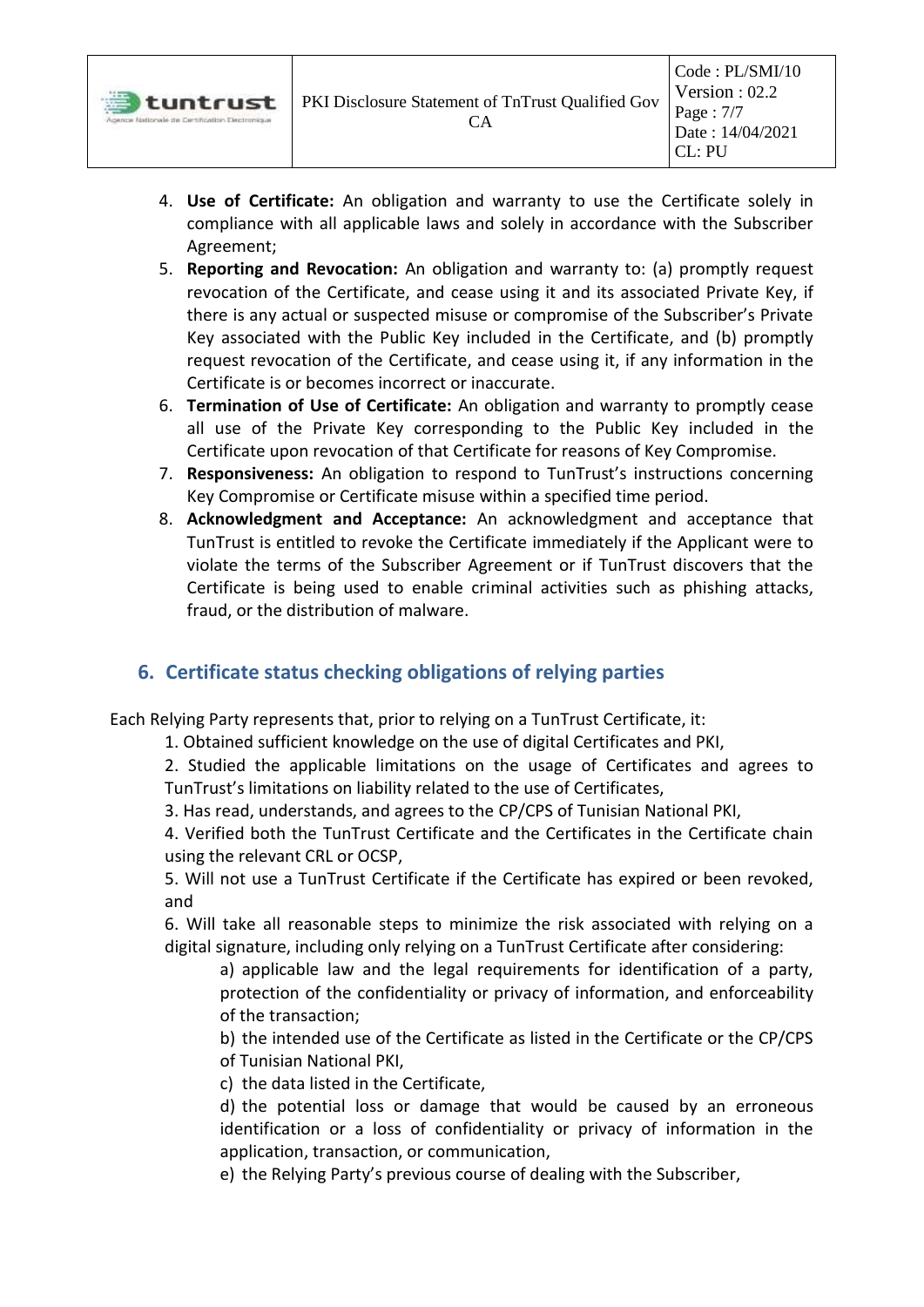4. **Use of Certificate:** An obligation and warranty to use the Certificate solely in compliance with all applicable laws and solely in accordance with the Subscriber Agreement;
5. **Reporting and Revocation:** An obligation and warranty to: (a) promptly request revocation of the Certificate, and cease using it and its associated Private Key, if there is any actual or suspected misuse or compromise of the Subscriber's Private Key associated with the Public Key included in the Certificate, and (b) promptly request revocation of the Certificate, and cease using it, if any information in the Certificate is or becomes incorrect or inaccurate.
6. **Termination of Use of Certificate:** An obligation and warranty to promptly cease all use of the Private Key corresponding to the Public Key included in the Certificate upon revocation of that Certificate for reasons of Key Compromise.
7. **Responsiveness:** An obligation to respond to TunTrust's instructions concerning Key Compromise or Certificate misuse within a specified time period.
8. **Acknowledgment and Acceptance:** An acknowledgment and acceptance that TunTrust is entitled to revoke the Certificate immediately if the Applicant were to violate the terms of the Subscriber Agreement or if TunTrust discovers that the Certificate is being used to enable criminal activities such as phishing attacks, fraud, or the distribution of malware.

## 6. Certificate status checking obligations of relying parties

Each Relying Party represents that, prior to relying on a TunTrust Certificate, it:

1. Obtained sufficient knowledge on the use of digital Certificates and PKI,
2. Studied the applicable limitations on the usage of Certificates and agrees to TunTrust's limitations on liability related to the use of Certificates,
3. Has read, understands, and agrees to the CP/CPS of Tunisian National PKI,
4. Verified both the TunTrust Certificate and the Certificates in the Certificate chain using the relevant CRL or OCSP,
5. Will not use a TunTrust Certificate if the Certificate has expired or been revoked, and
6. Will take all reasonable steps to minimize the risk associated with relying on a digital signature, including only relying on a TunTrust Certificate after considering:

   a) applicable law and the legal requirements for identification of a party, protection of the confidentiality or privacy of information, and enforceability of the transaction;

   b) the intended use of the Certificate as listed in the Certificate or the CP/CPS of Tunisian National PKI,

   c) the data listed in the Certificate,

   d) the potential loss or damage that would be caused by an erroneous identification or a loss of confidentiality or privacy of information in the application, transaction, or communication,

   e) the Relying Party's previous course of dealing with the Subscriber,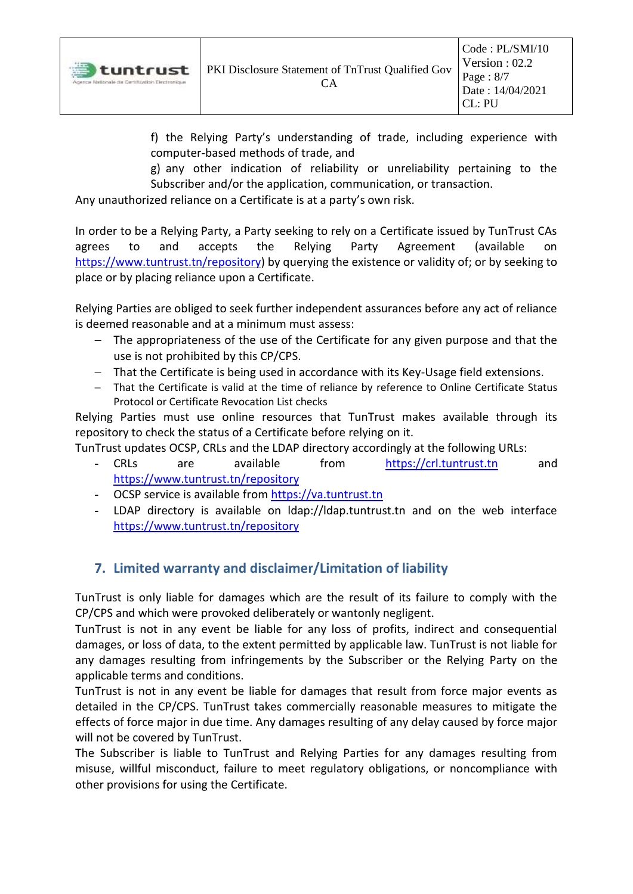f) the Relying Party's understanding of trade, including experience with computer-based methods of trade, and

g) any other indication of reliability or unreliability pertaining to the Subscriber and/or the application, communication, or transaction.

Any unauthorized reliance on a Certificate is at a party's own risk.

In order to be a Relying Party, a Party seeking to rely on a Certificate issued by TunTrust CAs agrees to and accepts the Relying Party Agreement (available on https://www.tuntrust.tn/repository) by querying the existence or validity of; or by seeking to place or by placing reliance upon a Certificate.

Relying Parties are obliged to seek further independent assurances before any act of reliance is deemed reasonable and at a minimum must assess:

- The appropriateness of the use of the Certificate for any given purpose and that the use is not prohibited by this CP/CPS.
- That the Certificate is being used in accordance with its Key-Usage field extensions.
- That the Certificate is valid at the time of reliance by reference to Online Certificate Status Protocol or Certificate Revocation List checks

Relying Parties must use online resources that TunTrust makes available through its repository to check the status of a Certificate before relying on it.

TunTrust updates OCSP, CRLs and the LDAP directory accordingly at the following URLs:

- CRLs are available from https://crl.tuntrust.tn and https://www.tuntrust.tn/repository
- OCSP service is available from https://va.tuntrust.tn
- LDAP directory is available on ldap://ldap.tuntrust.tn and on the web interface https://www.tuntrust.tn/repository

## 7. Limited warranty and disclaimer/Limitation of liability

TunTrust is only liable for damages which are the result of its failure to comply with the CP/CPS and which were provoked deliberately or wantonly negligent.

TunTrust is not in any event be liable for any loss of profits, indirect and consequential damages, or loss of data, to the extent permitted by applicable law. TunTrust is not liable for any damages resulting from infringements by the Subscriber or the Relying Party on the applicable terms and conditions.

TunTrust is not in any event be liable for damages that result from force major events as detailed in the CP/CPS. TunTrust takes commercially reasonable measures to mitigate the effects of force major in due time. Any damages resulting of any delay caused by force major will not be covered by TunTrust.

The Subscriber is liable to TunTrust and Relying Parties for any damages resulting from misuse, willful misconduct, failure to meet regulatory obligations, or noncompliance with other provisions for using the Certificate.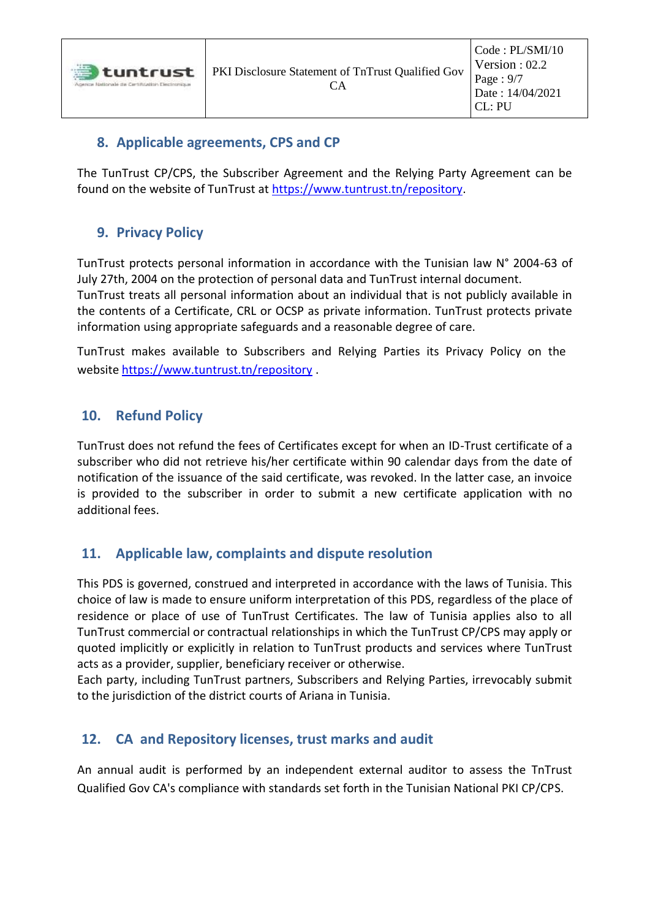## 8. Applicable agreements, CPS and CP

The TunTrust CP/CPS, the Subscriber Agreement and the Relying Party Agreement can be found on the website of TunTrust at https://www.tuntrust.tn/repository.

## 9. Privacy Policy

TunTrust protects personal information in accordance with the Tunisian law N° 2004-63 of July 27th, 2004 on the protection of personal data and TunTrust internal document.
TunTrust treats all personal information about an individual that is not publicly available in the contents of a Certificate, CRL or OCSP as private information. TunTrust protects private information using appropriate safeguards and a reasonable degree of care.

TunTrust makes available to Subscribers and Relying Parties its Privacy Policy on the website https://www.tuntrust.tn/repository .

## 10. Refund Policy

TunTrust does not refund the fees of Certificates except for when an ID-Trust certificate of a subscriber who did not retrieve his/her certificate within 90 calendar days from the date of notification of the issuance of the said certificate, was revoked. In the latter case, an invoice is provided to the subscriber in order to submit a new certificate application with no additional fees.

## 11. Applicable law, complaints and dispute resolution

This PDS is governed, construed and interpreted in accordance with the laws of Tunisia. This choice of law is made to ensure uniform interpretation of this PDS, regardless of the place of residence or place of use of TunTrust Certificates. The law of Tunisia applies also to all TunTrust commercial or contractual relationships in which the TunTrust CP/CPS may apply or quoted implicitly or explicitly in relation to TunTrust products and services where TunTrust acts as a provider, supplier, beneficiary receiver or otherwise.
Each party, including TunTrust partners, Subscribers and Relying Parties, irrevocably submit to the jurisdiction of the district courts of Ariana in Tunisia.

## 12. CA and Repository licenses, trust marks and audit

An annual audit is performed by an independent external auditor to assess the TnTrust Qualified Gov CA's compliance with standards set forth in the Tunisian National PKI CP/CPS.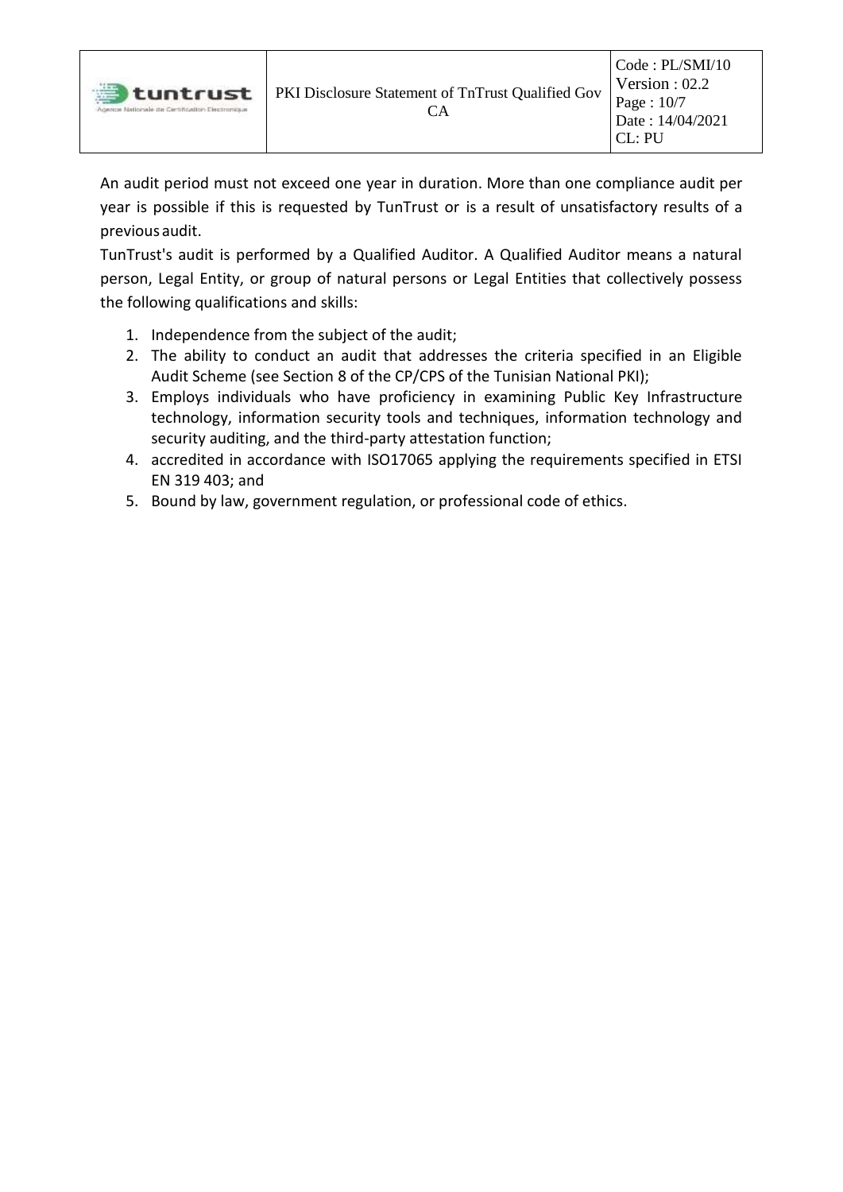An audit period must not exceed one year in duration. More than one compliance audit per year is possible if this is requested by TunTrust or is a result of unsatisfactory results of a previous audit.

TunTrust's audit is performed by a Qualified Auditor. A Qualified Auditor means a natural person, Legal Entity, or group of natural persons or Legal Entities that collectively possess the following qualifications and skills:

1. Independence from the subject of the audit;
2. The ability to conduct an audit that addresses the criteria specified in an Eligible Audit Scheme (see Section 8 of the CP/CPS of the Tunisian National PKI);
3. Employs individuals who have proficiency in examining Public Key Infrastructure technology, information security tools and techniques, information technology and security auditing, and the third-party attestation function;
4. accredited in accordance with ISO17065 applying the requirements specified in ETSI EN 319 403; and
5. Bound by law, government regulation, or professional code of ethics.